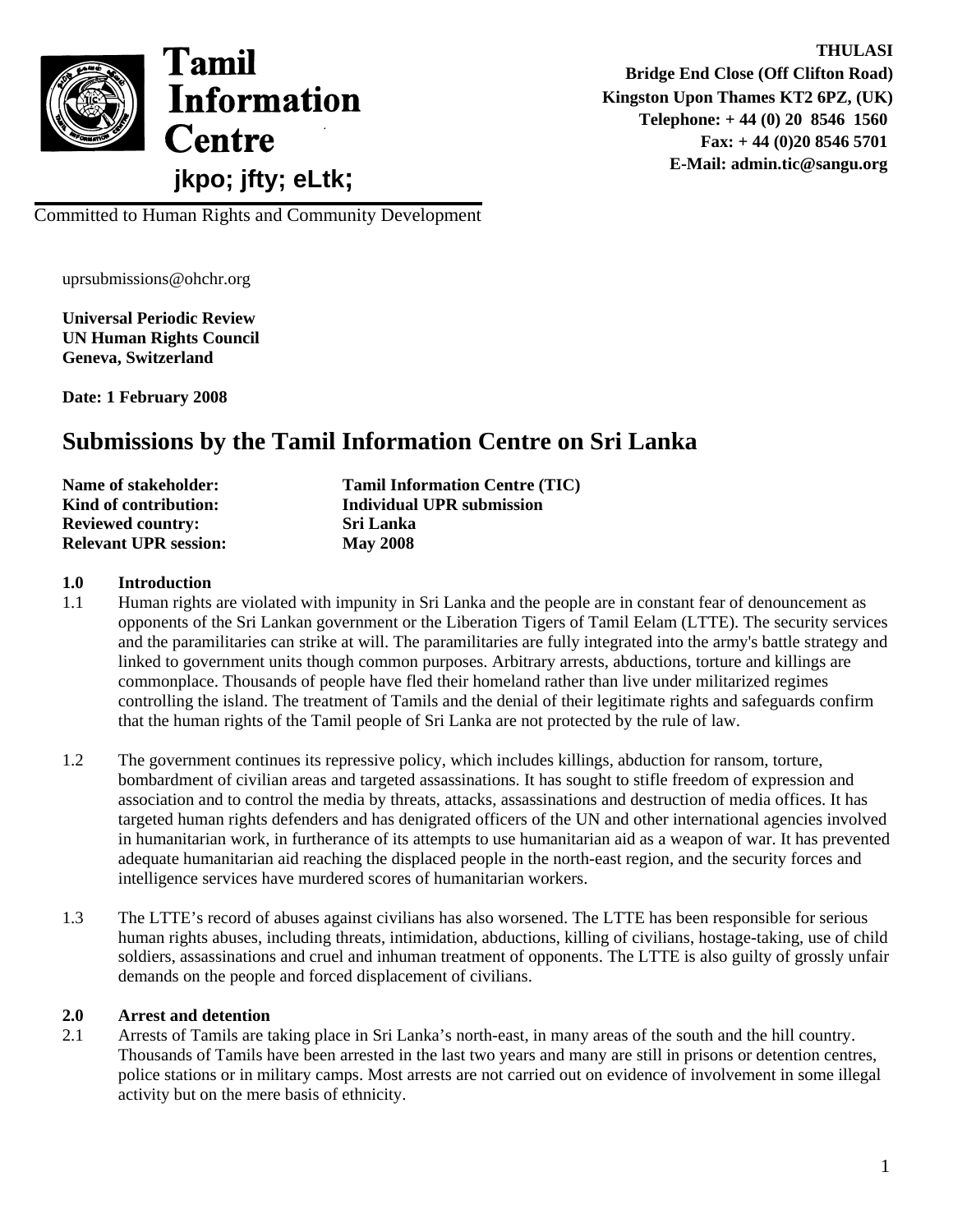**Tamil Information Centre**

jkpo; jfty; eLtk;

Committed to Human Rights and Community Development

**THULASI**
**Bridge End Close (Off Clifton Road)**
**Kingston Upon Thames KT2 6PZ, (UK)**
**Telephone: + 44 (0) 20 8546 1560**
**Fax: + 44 (0)20 8546 5701**
**E-Mail: admin.tic@sangu.org**

uprsubmissions@ohchr.org

**Universal Periodic Review**
**UN Human Rights Council**
**Geneva, Switzerland**

**Date: 1 February 2008**

# Submissions by the Tamil Information Centre on Sri Lanka

| | |
|---|---|
| **Name of stakeholder:** | **Tamil Information Centre (TIC)** |
| **Kind of contribution:** | **Individual UPR submission** |
| **Reviewed country:** | **Sri Lanka** |
| **Relevant UPR session:** | **May 2008** |

## 1.0 Introduction

1.1 Human rights are violated with impunity in Sri Lanka and the people are in constant fear of denouncement as opponents of the Sri Lankan government or the Liberation Tigers of Tamil Eelam (LTTE). The security services and the paramilitaries can strike at will. The paramilitaries are fully integrated into the army's battle strategy and linked to government units though common purposes. Arbitrary arrests, abductions, torture and killings are commonplace. Thousands of people have fled their homeland rather than live under militarized regimes controlling the island. The treatment of Tamils and the denial of their legitimate rights and safeguards confirm that the human rights of the Tamil people of Sri Lanka are not protected by the rule of law.

1.2 The government continues its repressive policy, which includes killings, abduction for ransom, torture, bombardment of civilian areas and targeted assassinations. It has sought to stifle freedom of expression and association and to control the media by threats, attacks, assassinations and destruction of media offices. It has targeted human rights defenders and has denigrated officers of the UN and other international agencies involved in humanitarian work, in furtherance of its attempts to use humanitarian aid as a weapon of war. It has prevented adequate humanitarian aid reaching the displaced people in the north-east region, and the security forces and intelligence services have murdered scores of humanitarian workers.

1.3 The LTTE's record of abuses against civilians has also worsened. The LTTE has been responsible for serious human rights abuses, including threats, intimidation, abductions, killing of civilians, hostage-taking, use of child soldiers, assassinations and cruel and inhuman treatment of opponents. The LTTE is also guilty of grossly unfair demands on the people and forced displacement of civilians.

## 2.0 Arrest and detention

2.1 Arrests of Tamils are taking place in Sri Lanka's north-east, in many areas of the south and the hill country. Thousands of Tamils have been arrested in the last two years and many are still in prisons or detention centres, police stations or in military camps. Most arrests are not carried out on evidence of involvement in some illegal activity but on the mere basis of ethnicity.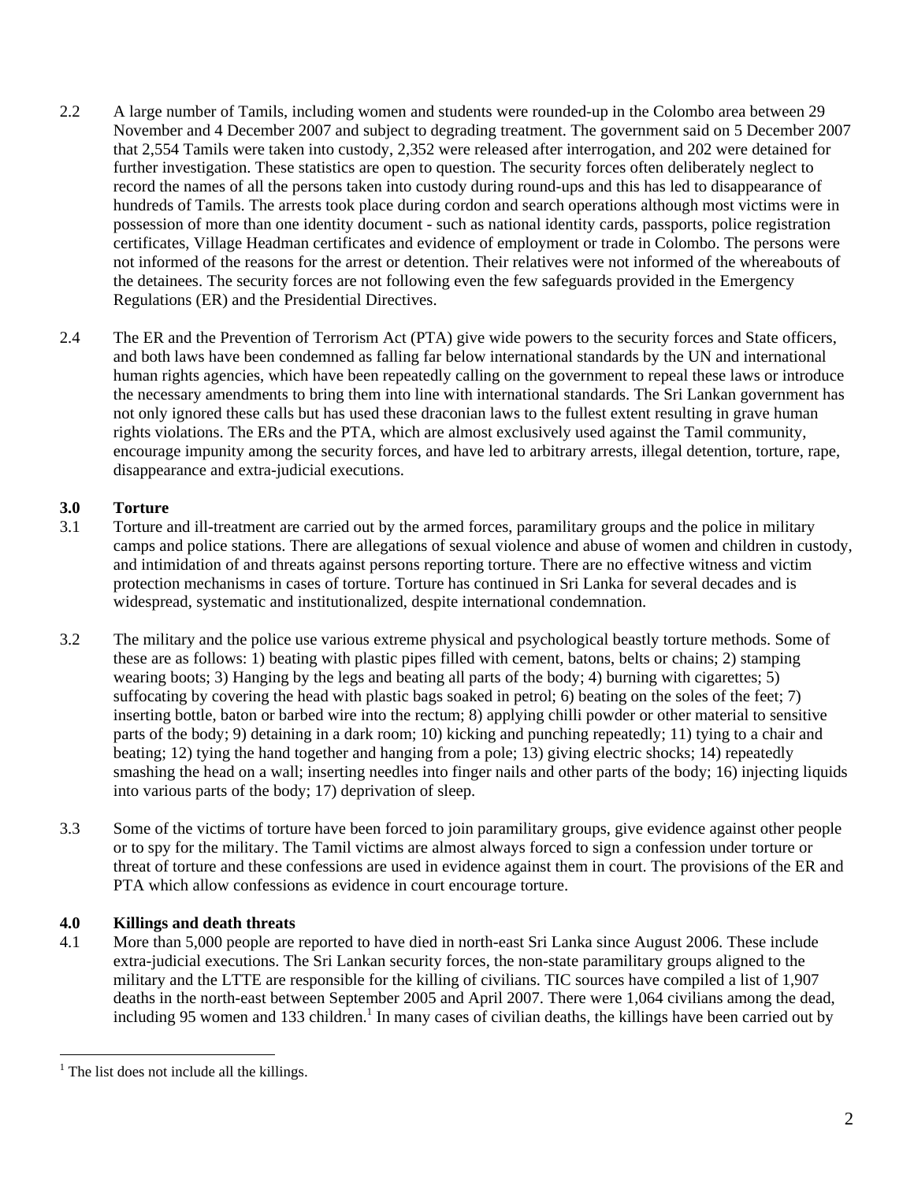2.2 A large number of Tamils, including women and students were rounded-up in the Colombo area between 29 November and 4 December 2007 and subject to degrading treatment. The government said on 5 December 2007 that 2,554 Tamils were taken into custody, 2,352 were released after interrogation, and 202 were detained for further investigation. These statistics are open to question. The security forces often deliberately neglect to record the names of all the persons taken into custody during round-ups and this has led to disappearance of hundreds of Tamils. The arrests took place during cordon and search operations although most victims were in possession of more than one identity document - such as national identity cards, passports, police registration certificates, Village Headman certificates and evidence of employment or trade in Colombo. The persons were not informed of the reasons for the arrest or detention. Their relatives were not informed of the whereabouts of the detainees. The security forces are not following even the few safeguards provided in the Emergency Regulations (ER) and the Presidential Directives.

2.4 The ER and the Prevention of Terrorism Act (PTA) give wide powers to the security forces and State officers, and both laws have been condemned as falling far below international standards by the UN and international human rights agencies, which have been repeatedly calling on the government to repeal these laws or introduce the necessary amendments to bring them into line with international standards. The Sri Lankan government has not only ignored these calls but has used these draconian laws to the fullest extent resulting in grave human rights violations. The ERs and the PTA, which are almost exclusively used against the Tamil community, encourage impunity among the security forces, and have led to arbitrary arrests, illegal detention, torture, rape, disappearance and extra-judicial executions.

## 3.0 Torture

3.1 Torture and ill-treatment are carried out by the armed forces, paramilitary groups and the police in military camps and police stations. There are allegations of sexual violence and abuse of women and children in custody, and intimidation of and threats against persons reporting torture. There are no effective witness and victim protection mechanisms in cases of torture. Torture has continued in Sri Lanka for several decades and is widespread, systematic and institutionalized, despite international condemnation.

3.2 The military and the police use various extreme physical and psychological beastly torture methods. Some of these are as follows: 1) beating with plastic pipes filled with cement, batons, belts or chains; 2) stamping wearing boots; 3) Hanging by the legs and beating all parts of the body; 4) burning with cigarettes; 5) suffocating by covering the head with plastic bags soaked in petrol; 6) beating on the soles of the feet; 7) inserting bottle, baton or barbed wire into the rectum; 8) applying chilli powder or other material to sensitive parts of the body; 9) detaining in a dark room; 10) kicking and punching repeatedly; 11) tying to a chair and beating; 12) tying the hand together and hanging from a pole; 13) giving electric shocks; 14) repeatedly smashing the head on a wall; inserting needles into finger nails and other parts of the body; 16) injecting liquids into various parts of the body; 17) deprivation of sleep.

3.3 Some of the victims of torture have been forced to join paramilitary groups, give evidence against other people or to spy for the military. The Tamil victims are almost always forced to sign a confession under torture or threat of torture and these confessions are used in evidence against them in court. The provisions of the ER and PTA which allow confessions as evidence in court encourage torture.

## 4.0 Killings and death threats

4.1 More than 5,000 people are reported to have died in north-east Sri Lanka since August 2006. These include extra-judicial executions. The Sri Lankan security forces, the non-state paramilitary groups aligned to the military and the LTTE are responsible for the killing of civilians. TIC sources have compiled a list of 1,907 deaths in the north-east between September 2005 and April 2007. There were 1,064 civilians among the dead, including 95 women and 133 children.[1] In many cases of civilian deaths, the killings have been carried out by

[1] The list does not include all the killings.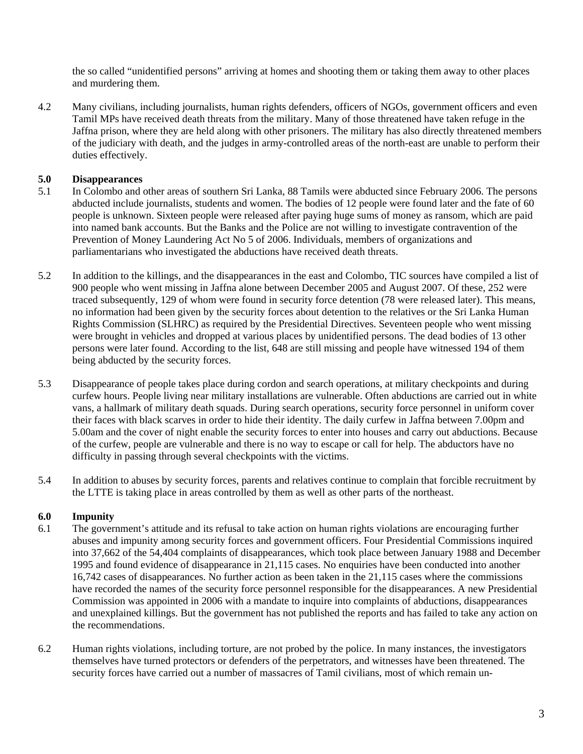the so called "unidentified persons" arriving at homes and shooting them or taking them away to other places and murdering them.

4.2 Many civilians, including journalists, human rights defenders, officers of NGOs, government officers and even Tamil MPs have received death threats from the military. Many of those threatened have taken refuge in the Jaffna prison, where they are held along with other prisoners. The military has also directly threatened members of the judiciary with death, and the judges in army-controlled areas of the north-east are unable to perform their duties effectively.

**5.0 Disappearances**

5.1 In Colombo and other areas of southern Sri Lanka, 88 Tamils were abducted since February 2006. The persons abducted include journalists, students and women. The bodies of 12 people were found later and the fate of 60 people is unknown. Sixteen people were released after paying huge sums of money as ransom, which are paid into named bank accounts. But the Banks and the Police are not willing to investigate contravention of the Prevention of Money Laundering Act No 5 of 2006. Individuals, members of organizations and parliamentarians who investigated the abductions have received death threats.

5.2 In addition to the killings, and the disappearances in the east and Colombo, TIC sources have compiled a list of 900 people who went missing in Jaffna alone between December 2005 and August 2007. Of these, 252 were traced subsequently, 129 of whom were found in security force detention (78 were released later). This means, no information had been given by the security forces about detention to the relatives or the Sri Lanka Human Rights Commission (SLHRC) as required by the Presidential Directives. Seventeen people who went missing were brought in vehicles and dropped at various places by unidentified persons. The dead bodies of 13 other persons were later found. According to the list, 648 are still missing and people have witnessed 194 of them being abducted by the security forces.

5.3 Disappearance of people takes place during cordon and search operations, at military checkpoints and during curfew hours. People living near military installations are vulnerable. Often abductions are carried out in white vans, a hallmark of military death squads. During search operations, security force personnel in uniform cover their faces with black scarves in order to hide their identity. The daily curfew in Jaffna between 7.00pm and 5.00am and the cover of night enable the security forces to enter into houses and carry out abductions. Because of the curfew, people are vulnerable and there is no way to escape or call for help. The abductors have no difficulty in passing through several checkpoints with the victims.

5.4 In addition to abuses by security forces, parents and relatives continue to complain that forcible recruitment by the LTTE is taking place in areas controlled by them as well as other parts of the northeast.

**6.0 Impunity**

6.1 The government's attitude and its refusal to take action on human rights violations are encouraging further abuses and impunity among security forces and government officers. Four Presidential Commissions inquired into 37,662 of the 54,404 complaints of disappearances, which took place between January 1988 and December 1995 and found evidence of disappearance in 21,115 cases. No enquiries have been conducted into another 16,742 cases of disappearances. No further action as been taken in the 21,115 cases where the commissions have recorded the names of the security force personnel responsible for the disappearances. A new Presidential Commission was appointed in 2006 with a mandate to inquire into complaints of abductions, disappearances and unexplained killings. But the government has not published the reports and has failed to take any action on the recommendations.

6.2 Human rights violations, including torture, are not probed by the police. In many instances, the investigators themselves have turned protectors or defenders of the perpetrators, and witnesses have been threatened. The security forces have carried out a number of massacres of Tamil civilians, most of which remain un-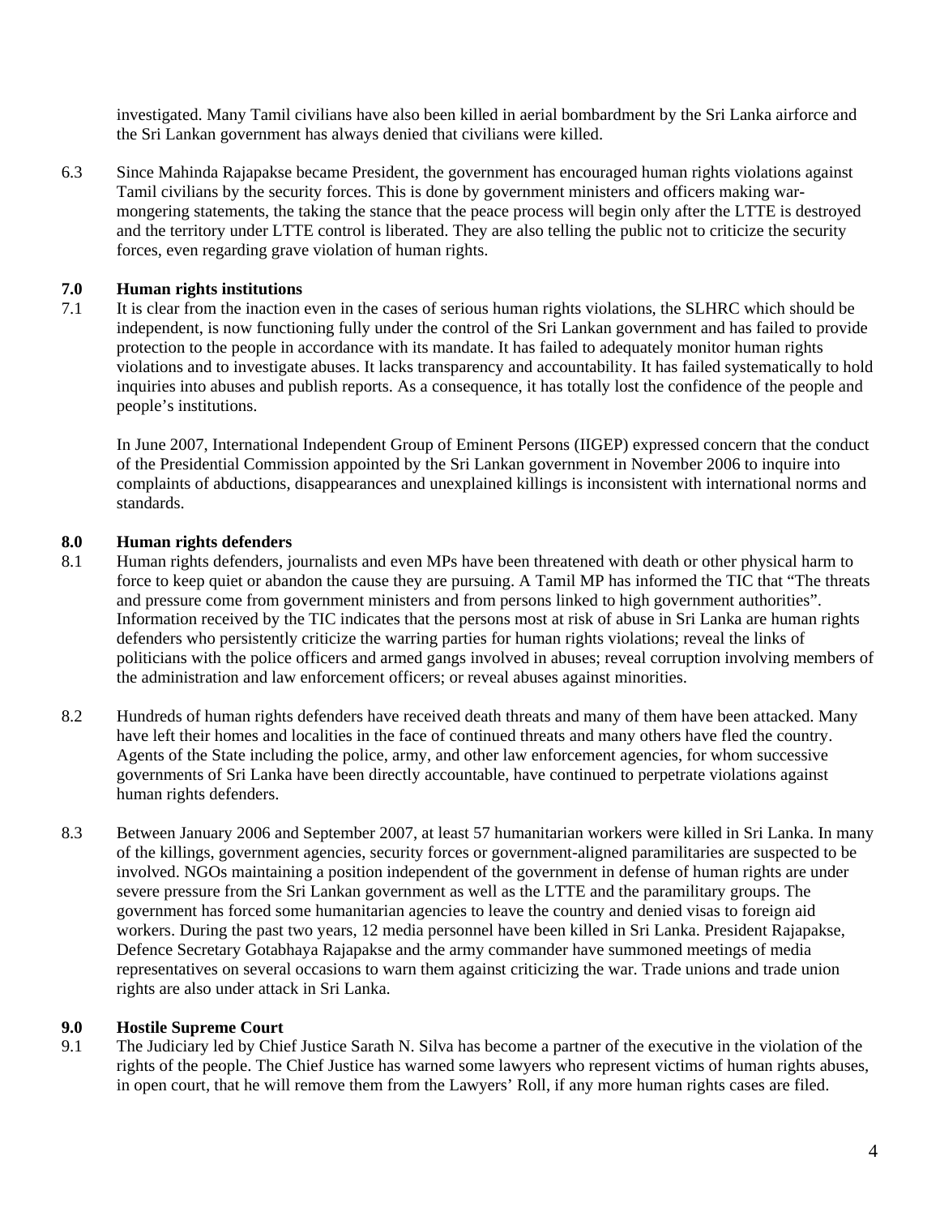investigated. Many Tamil civilians have also been killed in aerial bombardment by the Sri Lanka airforce and the Sri Lankan government has always denied that civilians were killed.

6.3 Since Mahinda Rajapakse became President, the government has encouraged human rights violations against Tamil civilians by the security forces. This is done by government ministers and officers making war-mongering statements, the taking the stance that the peace process will begin only after the LTTE is destroyed and the territory under LTTE control is liberated. They are also telling the public not to criticize the security forces, even regarding grave violation of human rights.

## 7.0 Human rights institutions

7.1 It is clear from the inaction even in the cases of serious human rights violations, the SLHRC which should be independent, is now functioning fully under the control of the Sri Lankan government and has failed to provide protection to the people in accordance with its mandate. It has failed to adequately monitor human rights violations and to investigate abuses. It lacks transparency and accountability. It has failed systematically to hold inquiries into abuses and publish reports. As a consequence, it has totally lost the confidence of the people and people's institutions.

In June 2007, International Independent Group of Eminent Persons (IIGEP) expressed concern that the conduct of the Presidential Commission appointed by the Sri Lankan government in November 2006 to inquire into complaints of abductions, disappearances and unexplained killings is inconsistent with international norms and standards.

## 8.0 Human rights defenders

8.1 Human rights defenders, journalists and even MPs have been threatened with death or other physical harm to force to keep quiet or abandon the cause they are pursuing. A Tamil MP has informed the TIC that "The threats and pressure come from government ministers and from persons linked to high government authorities". Information received by the TIC indicates that the persons most at risk of abuse in Sri Lanka are human rights defenders who persistently criticize the warring parties for human rights violations; reveal the links of politicians with the police officers and armed gangs involved in abuses; reveal corruption involving members of the administration and law enforcement officers; or reveal abuses against minorities.

8.2 Hundreds of human rights defenders have received death threats and many of them have been attacked. Many have left their homes and localities in the face of continued threats and many others have fled the country. Agents of the State including the police, army, and other law enforcement agencies, for whom successive governments of Sri Lanka have been directly accountable, have continued to perpetrate violations against human rights defenders.

8.3 Between January 2006 and September 2007, at least 57 humanitarian workers were killed in Sri Lanka. In many of the killings, government agencies, security forces or government-aligned paramilitaries are suspected to be involved. NGOs maintaining a position independent of the government in defense of human rights are under severe pressure from the Sri Lankan government as well as the LTTE and the paramilitary groups. The government has forced some humanitarian agencies to leave the country and denied visas to foreign aid workers. During the past two years, 12 media personnel have been killed in Sri Lanka. President Rajapakse, Defence Secretary Gotabhaya Rajapakse and the army commander have summoned meetings of media representatives on several occasions to warn them against criticizing the war. Trade unions and trade union rights are also under attack in Sri Lanka.

## 9.0 Hostile Supreme Court

9.1 The Judiciary led by Chief Justice Sarath N. Silva has become a partner of the executive in the violation of the rights of the people. The Chief Justice has warned some lawyers who represent victims of human rights abuses, in open court, that he will remove them from the Lawyers' Roll, if any more human rights cases are filed.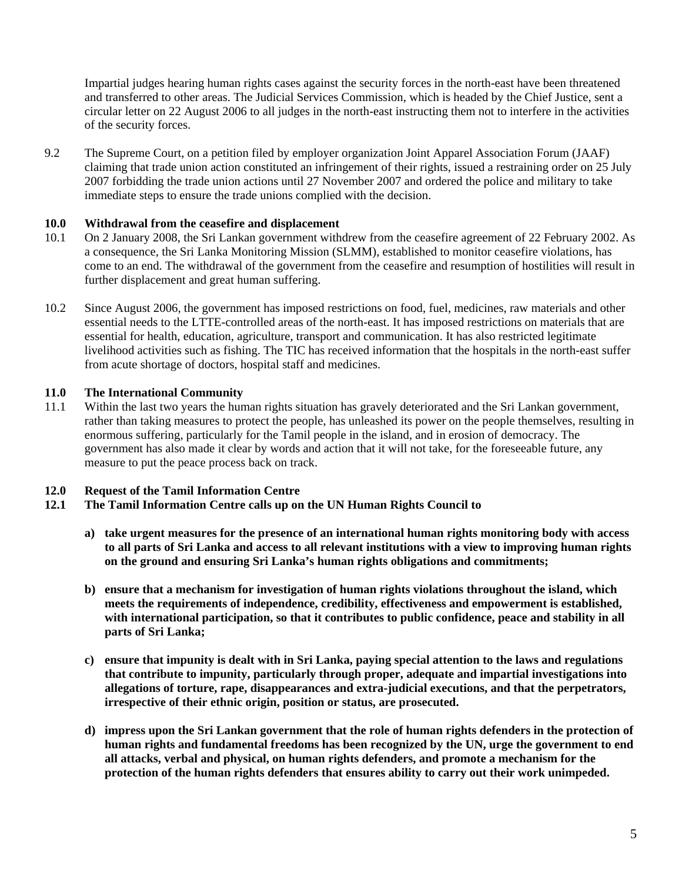Impartial judges hearing human rights cases against the security forces in the north-east have been threatened and transferred to other areas. The Judicial Services Commission, which is headed by the Chief Justice, sent a circular letter on 22 August 2006 to all judges in the north-east instructing them not to interfere in the activities of the security forces.

9.2 The Supreme Court, on a petition filed by employer organization Joint Apparel Association Forum (JAAF) claiming that trade union action constituted an infringement of their rights, issued a restraining order on 25 July 2007 forbidding the trade union actions until 27 November 2007 and ordered the police and military to take immediate steps to ensure the trade unions complied with the decision.

## 10.0 Withdrawal from the ceasefire and displacement

10.1 On 2 January 2008, the Sri Lankan government withdrew from the ceasefire agreement of 22 February 2002. As a consequence, the Sri Lanka Monitoring Mission (SLMM), established to monitor ceasefire violations, has come to an end. The withdrawal of the government from the ceasefire and resumption of hostilities will result in further displacement and great human suffering.

10.2 Since August 2006, the government has imposed restrictions on food, fuel, medicines, raw materials and other essential needs to the LTTE-controlled areas of the north-east. It has imposed restrictions on materials that are essential for health, education, agriculture, transport and communication. It has also restricted legitimate livelihood activities such as fishing. The TIC has received information that the hospitals in the north-east suffer from acute shortage of doctors, hospital staff and medicines.

## 11.0 The International Community

11.1 Within the last two years the human rights situation has gravely deteriorated and the Sri Lankan government, rather than taking measures to protect the people, has unleashed its power on the people themselves, resulting in enormous suffering, particularly for the Tamil people in the island, and in erosion of democracy. The government has also made it clear by words and action that it will not take, for the foreseeable future, any measure to put the peace process back on track.

## 12.0 Request of the Tamil Information Centre

**12.1 The Tamil Information Centre calls up on the UN Human Rights Council to**

**a) take urgent measures for the presence of an international human rights monitoring body with access to all parts of Sri Lanka and access to all relevant institutions with a view to improving human rights on the ground and ensuring Sri Lanka's human rights obligations and commitments;**

**b) ensure that a mechanism for investigation of human rights violations throughout the island, which meets the requirements of independence, credibility, effectiveness and empowerment is established, with international participation, so that it contributes to public confidence, peace and stability in all parts of Sri Lanka;**

**c) ensure that impunity is dealt with in Sri Lanka, paying special attention to the laws and regulations that contribute to impunity, particularly through proper, adequate and impartial investigations into allegations of torture, rape, disappearances and extra-judicial executions, and that the perpetrators, irrespective of their ethnic origin, position or status, are prosecuted.**

**d) impress upon the Sri Lankan government that the role of human rights defenders in the protection of human rights and fundamental freedoms has been recognized by the UN, urge the government to end all attacks, verbal and physical, on human rights defenders, and promote a mechanism for the protection of the human rights defenders that ensures ability to carry out their work unimpeded.**